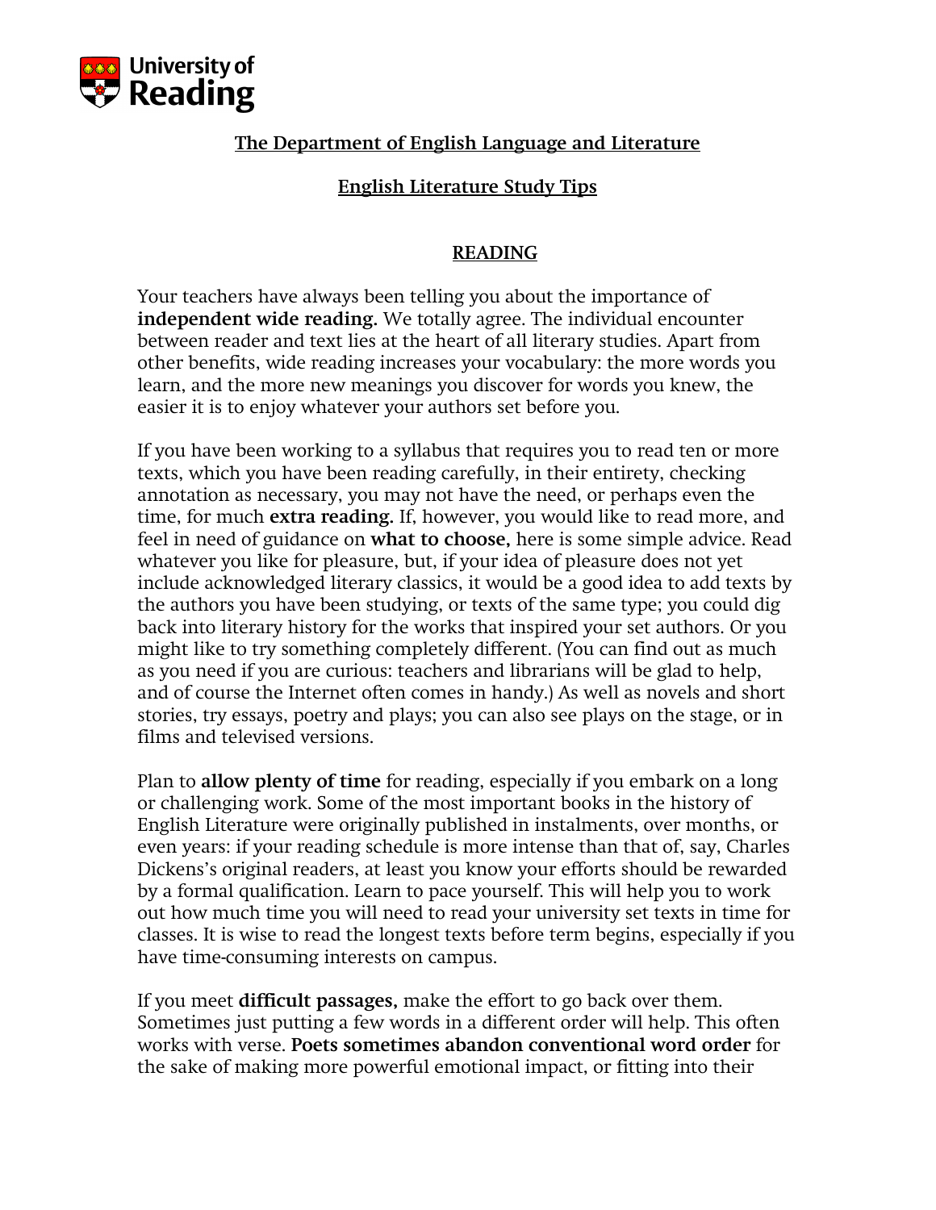University of Reading

## The Department of English Language and Literature

## English Literature Study Tips

### READING

Your teachers have always been telling you about the importance of **independent wide reading.** We totally agree. The individual encounter between reader and text lies at the heart of all literary studies. Apart from other benefits, wide reading increases your vocabulary: the more words you learn, and the more new meanings you discover for words you knew, the easier it is to enjoy whatever your authors set before you.

If you have been working to a syllabus that requires you to read ten or more texts, which you have been reading carefully, in their entirety, checking annotation as necessary, you may not have the need, or perhaps even the time, for much **extra reading.** If, however, you would like to read more, and feel in need of guidance on **what to choose,** here is some simple advice. Read whatever you like for pleasure, but, if your idea of pleasure does not yet include acknowledged literary classics, it would be a good idea to add texts by the authors you have been studying, or texts of the same type; you could dig back into literary history for the works that inspired your set authors. Or you might like to try something completely different. (You can find out as much as you need if you are curious: teachers and librarians will be glad to help, and of course the Internet often comes in handy.) As well as novels and short stories, try essays, poetry and plays; you can also see plays on the stage, or in films and televised versions.

Plan to **allow plenty of time** for reading, especially if you embark on a long or challenging work. Some of the most important books in the history of English Literature were originally published in instalments, over months, or even years: if your reading schedule is more intense than that of, say, Charles Dickens's original readers, at least you know your efforts should be rewarded by a formal qualification. Learn to pace yourself. This will help you to work out how much time you will need to read your university set texts in time for classes. It is wise to read the longest texts before term begins, especially if you have time-consuming interests on campus.

If you meet **difficult passages,** make the effort to go back over them. Sometimes just putting a few words in a different order will help. This often works with verse. **Poets sometimes abandon conventional word order** for the sake of making more powerful emotional impact, or fitting into their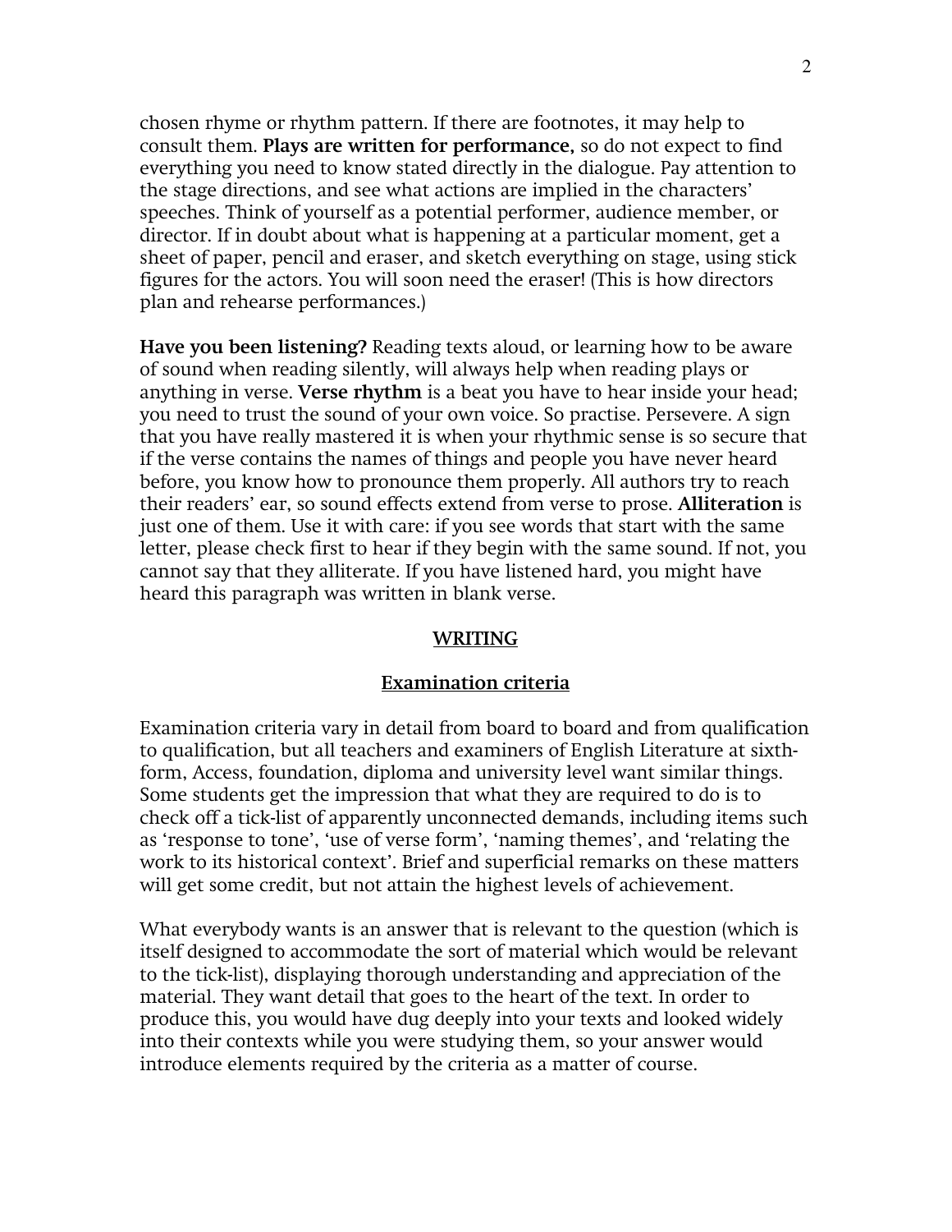chosen rhyme or rhythm pattern. If there are footnotes, it may help to consult them. **Plays are written for performance,** so do not expect to find everything you need to know stated directly in the dialogue. Pay attention to the stage directions, and see what actions are implied in the characters' speeches. Think of yourself as a potential performer, audience member, or director. If in doubt about what is happening at a particular moment, get a sheet of paper, pencil and eraser, and sketch everything on stage, using stick figures for the actors. You will soon need the eraser! (This is how directors plan and rehearse performances.)

**Have you been listening?** Reading texts aloud, or learning how to be aware of sound when reading silently, will always help when reading plays or anything in verse. **Verse rhythm** is a beat you have to hear inside your head; you need to trust the sound of your own voice. So practise. Persevere. A sign that you have really mastered it is when your rhythmic sense is so secure that if the verse contains the names of things and people you have never heard before, you know how to pronounce them properly. All authors try to reach their readers' ear, so sound effects extend from verse to prose. **Alliteration** is just one of them. Use it with care: if you see words that start with the same letter, please check first to hear if they begin with the same sound. If not, you cannot say that they alliterate. If you have listened hard, you might have heard this paragraph was written in blank verse.

## WRITING

### Examination criteria

Examination criteria vary in detail from board to board and from qualification to qualification, but all teachers and examiners of English Literature at sixth-form, Access, foundation, diploma and university level want similar things. Some students get the impression that what they are required to do is to check off a tick-list of apparently unconnected demands, including items such as 'response to tone', 'use of verse form', 'naming themes', and 'relating the work to its historical context'. Brief and superficial remarks on these matters will get some credit, but not attain the highest levels of achievement.

What everybody wants is an answer that is relevant to the question (which is itself designed to accommodate the sort of material which would be relevant to the tick-list), displaying thorough understanding and appreciation of the material. They want detail that goes to the heart of the text. In order to produce this, you would have dug deeply into your texts and looked widely into their contexts while you were studying them, so your answer would introduce elements required by the criteria as a matter of course.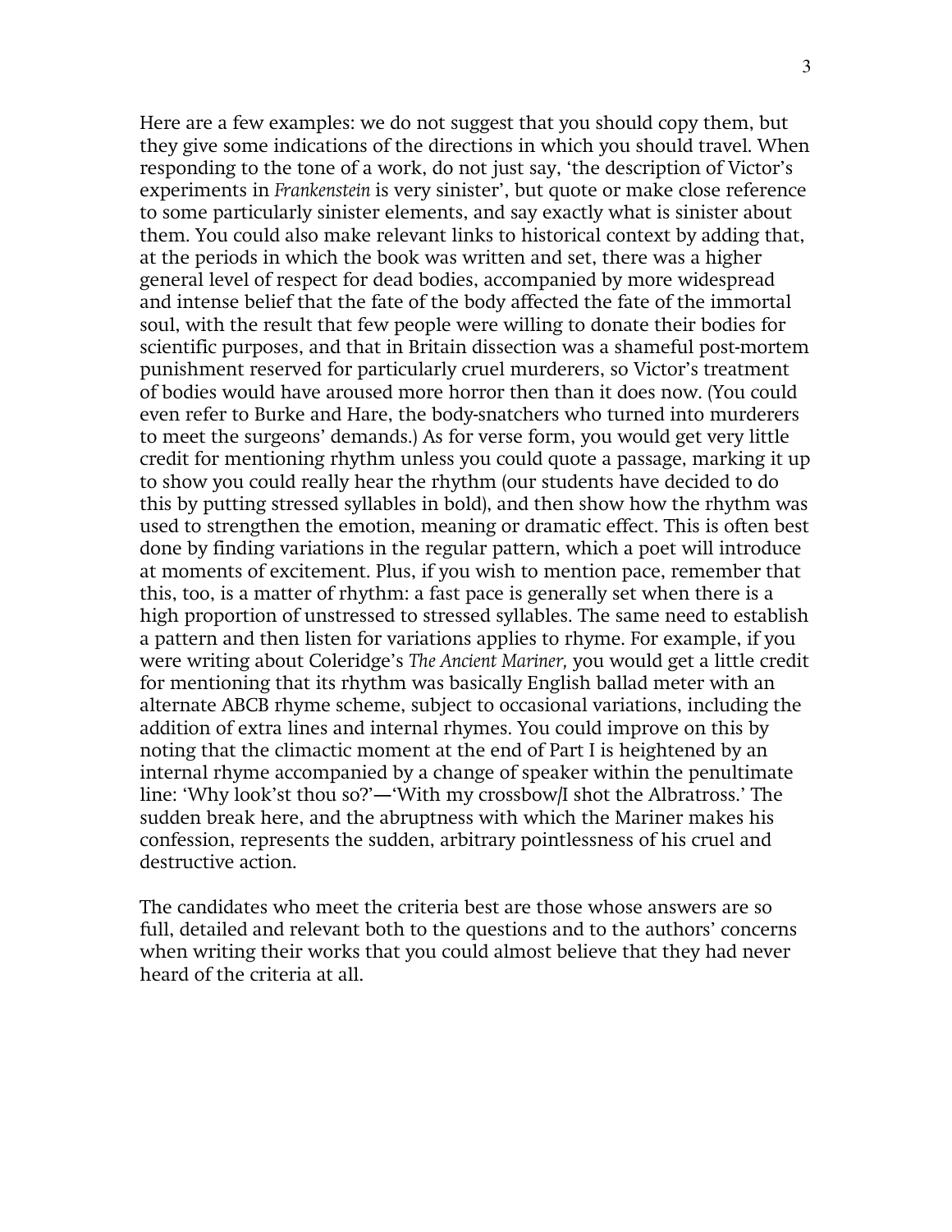Here are a few examples: we do not suggest that you should copy them, but they give some indications of the directions in which you should travel. When responding to the tone of a work, do not just say, 'the description of Victor's experiments in *Frankenstein* is very sinister', but quote or make close reference to some particularly sinister elements, and say exactly what is sinister about them. You could also make relevant links to historical context by adding that, at the periods in which the book was written and set, there was a higher general level of respect for dead bodies, accompanied by more widespread and intense belief that the fate of the body affected the fate of the immortal soul, with the result that few people were willing to donate their bodies for scientific purposes, and that in Britain dissection was a shameful post-mortem punishment reserved for particularly cruel murderers, so Victor's treatment of bodies would have aroused more horror then than it does now. (You could even refer to Burke and Hare, the body-snatchers who turned into murderers to meet the surgeons' demands.) As for verse form, you would get very little credit for mentioning rhythm unless you could quote a passage, marking it up to show you could really hear the rhythm (our students have decided to do this by putting stressed syllables in bold), and then show how the rhythm was used to strengthen the emotion, meaning or dramatic effect. This is often best done by finding variations in the regular pattern, which a poet will introduce at moments of excitement. Plus, if you wish to mention pace, remember that this, too, is a matter of rhythm: a fast pace is generally set when there is a high proportion of unstressed to stressed syllables. The same need to establish a pattern and then listen for variations applies to rhyme. For example, if you were writing about Coleridge's *The Ancient Mariner,* you would get a little credit for mentioning that its rhythm was basically English ballad meter with an alternate ABCB rhyme scheme, subject to occasional variations, including the addition of extra lines and internal rhymes. You could improve on this by noting that the climactic moment at the end of Part I is heightened by an internal rhyme accompanied by a change of speaker within the penultimate line: 'Why look'st thou so?'—'With my crossbow/I shot the Albatross.' The sudden break here, and the abruptness with which the Mariner makes his confession, represents the sudden, arbitrary pointlessness of his cruel and destructive action.

The candidates who meet the criteria best are those whose answers are so full, detailed and relevant both to the questions and to the authors' concerns when writing their works that you could almost believe that they had never heard of the criteria at all.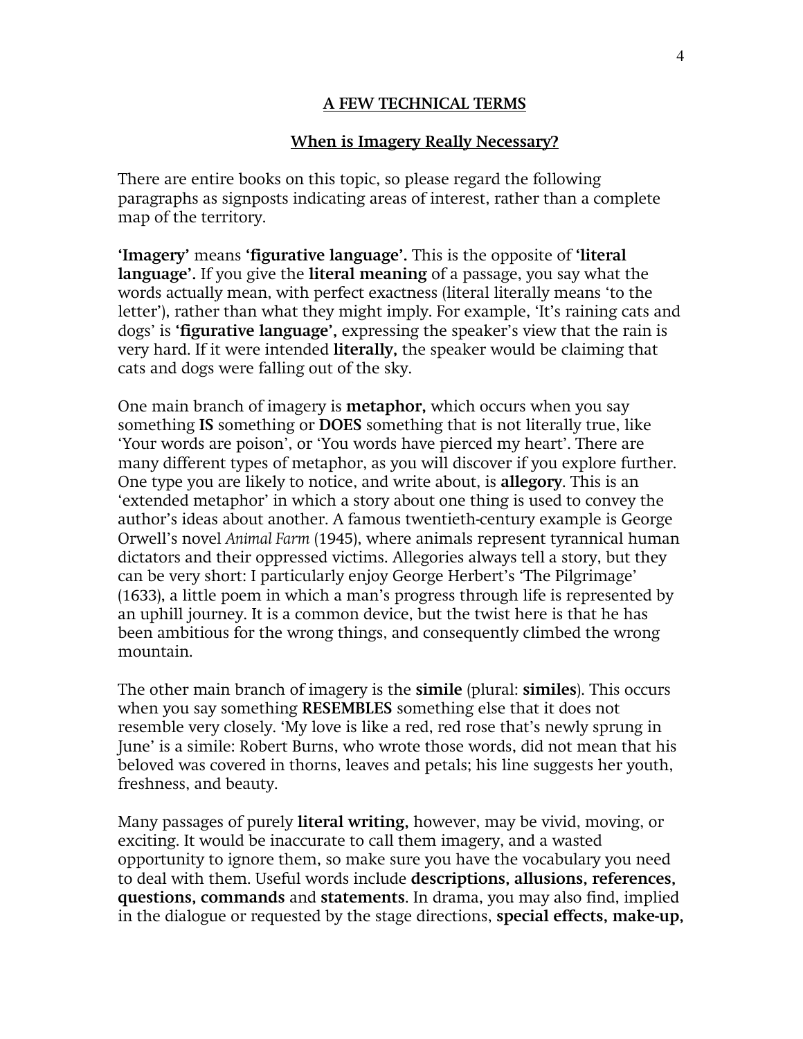## A FEW TECHNICAL TERMS

### When is Imagery Really Necessary?

There are entire books on this topic, so please regard the following paragraphs as signposts indicating areas of interest, rather than a complete map of the territory.

**'Imagery'** means **'figurative language'.** This is the opposite of **'literal language'.** If you give the **literal meaning** of a passage, you say what the words actually mean, with perfect exactness (literal literally means 'to the letter'), rather than what they might imply. For example, 'It's raining cats and dogs' is **'figurative language',** expressing the speaker's view that the rain is very hard. If it were intended **literally,** the speaker would be claiming that cats and dogs were falling out of the sky.

One main branch of imagery is **metaphor,** which occurs when you say something **IS** something or **DOES** something that is not literally true, like 'Your words are poison', or 'You words have pierced my heart'. There are many different types of metaphor, as you will discover if you explore further. One type you are likely to notice, and write about, is **allegory**. This is an 'extended metaphor' in which a story about one thing is used to convey the author's ideas about another. A famous twentieth-century example is George Orwell's novel *Animal Farm* (1945), where animals represent tyrannical human dictators and their oppressed victims. Allegories always tell a story, but they can be very short: I particularly enjoy George Herbert's 'The Pilgrimage' (1633), a little poem in which a man's progress through life is represented by an uphill journey. It is a common device, but the twist here is that he has been ambitious for the wrong things, and consequently climbed the wrong mountain.

The other main branch of imagery is the **simile** (plural: **similes**). This occurs when you say something **RESEMBLES** something else that it does not resemble very closely. 'My love is like a red, red rose that's newly sprung in June' is a simile: Robert Burns, who wrote those words, did not mean that his beloved was covered in thorns, leaves and petals; his line suggests her youth, freshness, and beauty.

Many passages of purely **literal writing,** however, may be vivid, moving, or exciting. It would be inaccurate to call them imagery, and a wasted opportunity to ignore them, so make sure you have the vocabulary you need to deal with them. Useful words include **descriptions, allusions, references, questions, commands** and **statements**. In drama, you may also find, implied in the dialogue or requested by the stage directions, **special effects, make-up,**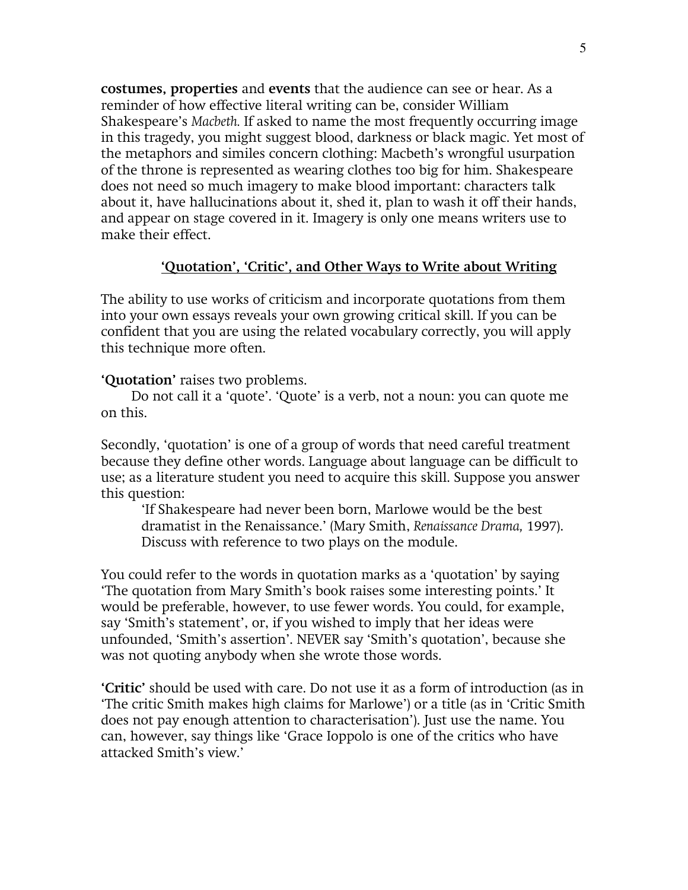**costumes, properties** and **events** that the audience can see or hear. As a reminder of how effective literal writing can be, consider William Shakespeare's *Macbeth.* If asked to name the most frequently occurring image in this tragedy, you might suggest blood, darkness or black magic. Yet most of the metaphors and similes concern clothing: Macbeth's wrongful usurpation of the throne is represented as wearing clothes too big for him. Shakespeare does not need so much imagery to make blood important: characters talk about it, have hallucinations about it, shed it, plan to wash it off their hands, and appear on stage covered in it. Imagery is only one means writers use to make their effect.

## 'Quotation', 'Critic', and Other Ways to Write about Writing

The ability to use works of criticism and incorporate quotations from them into your own essays reveals your own growing critical skill. If you can be confident that you are using the related vocabulary correctly, you will apply this technique more often.

**'Quotation'** raises two problems.

Do not call it a 'quote'. 'Quote' is a verb, not a noun: you can quote me on this.

Secondly, 'quotation' is one of a group of words that need careful treatment because they define other words. Language about language can be difficult to use; as a literature student you need to acquire this skill. Suppose you answer this question:

> 'If Shakespeare had never been born, Marlowe would be the best dramatist in the Renaissance.' (Mary Smith, *Renaissance Drama,* 1997). Discuss with reference to two plays on the module.

You could refer to the words in quotation marks as a 'quotation' by saying 'The quotation from Mary Smith's book raises some interesting points.' It would be preferable, however, to use fewer words. You could, for example, say 'Smith's statement', or, if you wished to imply that her ideas were unfounded, 'Smith's assertion'. NEVER say 'Smith's quotation', because she was not quoting anybody when she wrote those words.

**'Critic'** should be used with care. Do not use it as a form of introduction (as in 'The critic Smith makes high claims for Marlowe') or a title (as in 'Critic Smith does not pay enough attention to characterisation'). Just use the name. You can, however, say things like 'Grace Ioppolo is one of the critics who have attacked Smith's view.'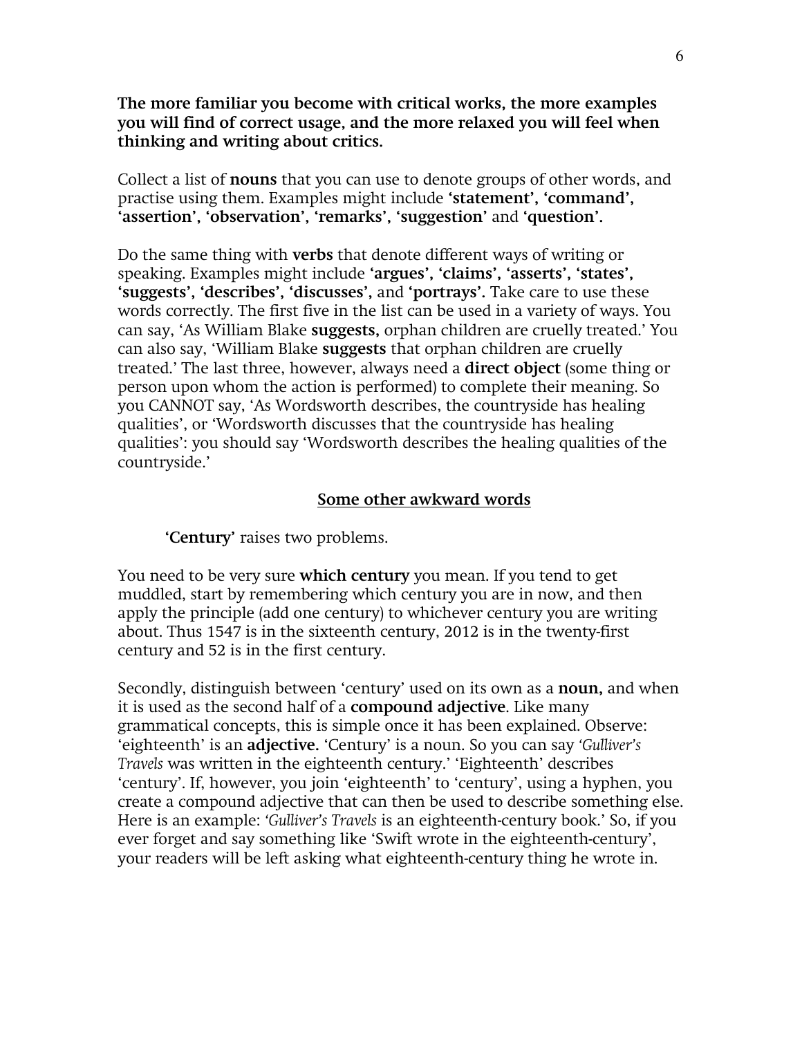**The more familiar you become with critical works, the more examples you will find of correct usage, and the more relaxed you will feel when thinking and writing about critics.**

Collect a list of **nouns** that you can use to denote groups of other words, and practise using them. Examples might include **'statement', 'command', 'assertion', 'observation', 'remarks', 'suggestion'** and **'question'.**

Do the same thing with **verbs** that denote different ways of writing or speaking. Examples might include **'argues', 'claims', 'asserts', 'states', 'suggests', 'describes', 'discusses',** and **'portrays'.** Take care to use these words correctly. The first five in the list can be used in a variety of ways. You can say, 'As William Blake **suggests,** orphan children are cruelly treated.' You can also say, 'William Blake **suggests** that orphan children are cruelly treated.' The last three, however, always need a **direct object** (some thing or person upon whom the action is performed) to complete their meaning. So you CANNOT say, 'As Wordsworth describes, the countryside has healing qualities', or 'Wordsworth discusses that the countryside has healing qualities': you should say 'Wordsworth describes the healing qualities of the countryside.'

## Some other awkward words

**'Century'** raises two problems.

You need to be very sure **which century** you mean. If you tend to get muddled, start by remembering which century you are in now, and then apply the principle (add one century) to whichever century you are writing about. Thus 1547 is in the sixteenth century, 2012 is in the twenty-first century and 52 is in the first century.

Secondly, distinguish between 'century' used on its own as a **noun,** and when it is used as the second half of a **compound adjective**. Like many grammatical concepts, this is simple once it has been explained. Observe: 'eighteenth' is an **adjective.** 'Century' is a noun. So you can say '*Gulliver's Travels* was written in the eighteenth century.' 'Eighteenth' describes 'century'. If, however, you join 'eighteenth' to 'century', using a hyphen, you create a compound adjective that can then be used to describe something else. Here is an example: '*Gulliver's Travels* is an eighteenth-century book.' So, if you ever forget and say something like 'Swift wrote in the eighteenth-century', your readers will be left asking what eighteenth-century thing he wrote in.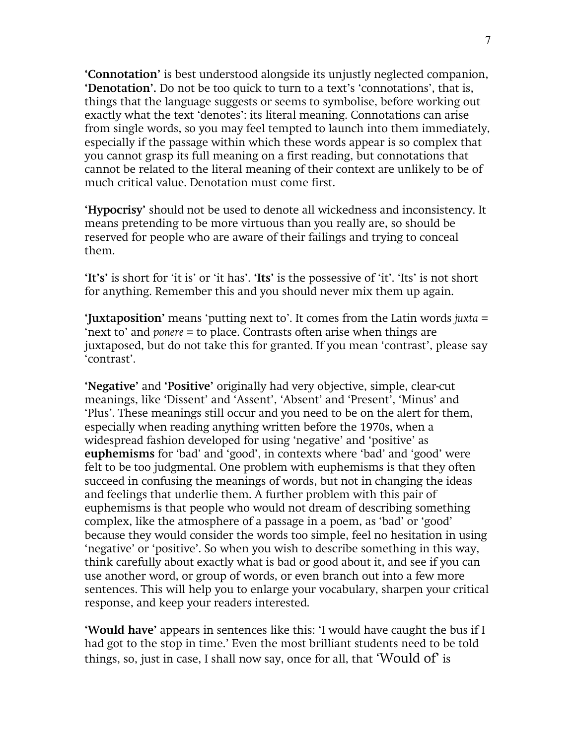**'Connotation'** is best understood alongside its unjustly neglected companion, **'Denotation'.** Do not be too quick to turn to a text's 'connotations', that is, things that the language suggests or seems to symbolise, before working out exactly what the text 'denotes': its literal meaning. Connotations can arise from single words, so you may feel tempted to launch into them immediately, especially if the passage within which these words appear is so complex that you cannot grasp its full meaning on a first reading, but connotations that cannot be related to the literal meaning of their context are unlikely to be of much critical value. Denotation must come first.

**'Hypocrisy'** should not be used to denote all wickedness and inconsistency. It means pretending to be more virtuous than you really are, so should be reserved for people who are aware of their failings and trying to conceal them.

**'It's'** is short for 'it is' or 'it has'. **'Its'** is the possessive of 'it'. 'Its' is not short for anything. Remember this and you should never mix them up again.

**'Juxtaposition'** means 'putting next to'. It comes from the Latin words *juxta* = 'next to' and *ponere* = to place. Contrasts often arise when things are juxtaposed, but do not take this for granted. If you mean 'contrast', please say 'contrast'.

**'Negative'** and **'Positive'** originally had very objective, simple, clear-cut meanings, like 'Dissent' and 'Assent', 'Absent' and 'Present', 'Minus' and 'Plus'. These meanings still occur and you need to be on the alert for them, especially when reading anything written before the 1970s, when a widespread fashion developed for using 'negative' and 'positive' as **euphemisms** for 'bad' and 'good', in contexts where 'bad' and 'good' were felt to be too judgmental. One problem with euphemisms is that they often succeed in confusing the meanings of words, but not in changing the ideas and feelings that underlie them. A further problem with this pair of euphemisms is that people who would not dream of describing something complex, like the atmosphere of a passage in a poem, as 'bad' or 'good' because they would consider the words too simple, feel no hesitation in using 'negative' or 'positive'. So when you wish to describe something in this way, think carefully about exactly what is bad or good about it, and see if you can use another word, or group of words, or even branch out into a few more sentences. This will help you to enlarge your vocabulary, sharpen your critical response, and keep your readers interested.

**'Would have'** appears in sentences like this: 'I would have caught the bus if I had got to the stop in time.' Even the most brilliant students need to be told things, so, just in case, I shall now say, once for all, that 'Would of' is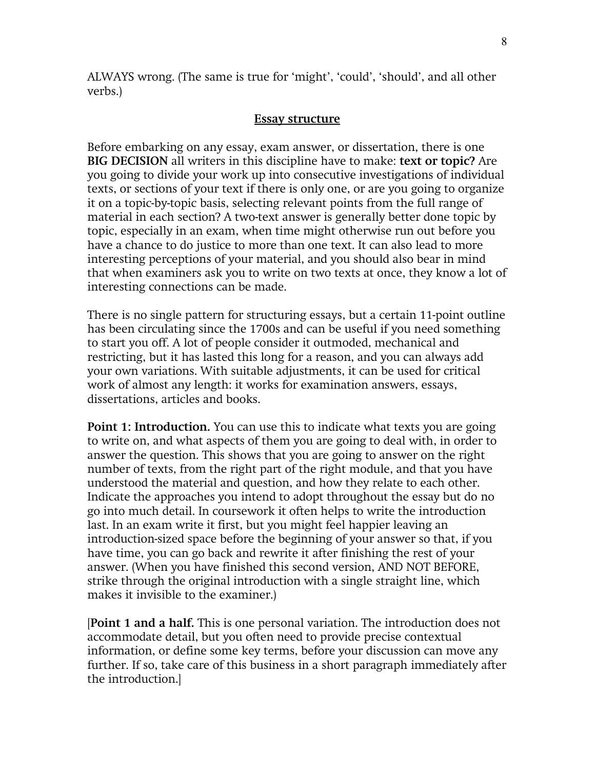ALWAYS wrong. (The same is true for 'might', 'could', 'should', and all other verbs.)

## Essay structure

Before embarking on any essay, exam answer, or dissertation, there is one **BIG DECISION** all writers in this discipline have to make: **text or topic?** Are you going to divide your work up into consecutive investigations of individual texts, or sections of your text if there is only one, or are you going to organize it on a topic-by-topic basis, selecting relevant points from the full range of material in each section? A two-text answer is generally better done topic by topic, especially in an exam, when time might otherwise run out before you have a chance to do justice to more than one text. It can also lead to more interesting perceptions of your material, and you should also bear in mind that when examiners ask you to write on two texts at once, they know a lot of interesting connections can be made.

There is no single pattern for structuring essays, but a certain 11-point outline has been circulating since the 1700s and can be useful if you need something to start you off. A lot of people consider it outmoded, mechanical and restricting, but it has lasted this long for a reason, and you can always add your own variations. With suitable adjustments, it can be used for critical work of almost any length: it works for examination answers, essays, dissertations, articles and books.

**Point 1: Introduction.** You can use this to indicate what texts you are going to write on, and what aspects of them you are going to deal with, in order to answer the question. This shows that you are going to answer on the right number of texts, from the right part of the right module, and that you have understood the material and question, and how they relate to each other. Indicate the approaches you intend to adopt throughout the essay but do no go into much detail. In coursework it often helps to write the introduction last. In an exam write it first, but you might feel happier leaving an introduction-sized space before the beginning of your answer so that, if you have time, you can go back and rewrite it after finishing the rest of your answer. (When you have finished this second version, AND NOT BEFORE, strike through the original introduction with a single straight line, which makes it invisible to the examiner.)

[**Point 1 and a half.** This is one personal variation. The introduction does not accommodate detail, but you often need to provide precise contextual information, or define some key terms, before your discussion can move any further. If so, take care of this business in a short paragraph immediately after the introduction.]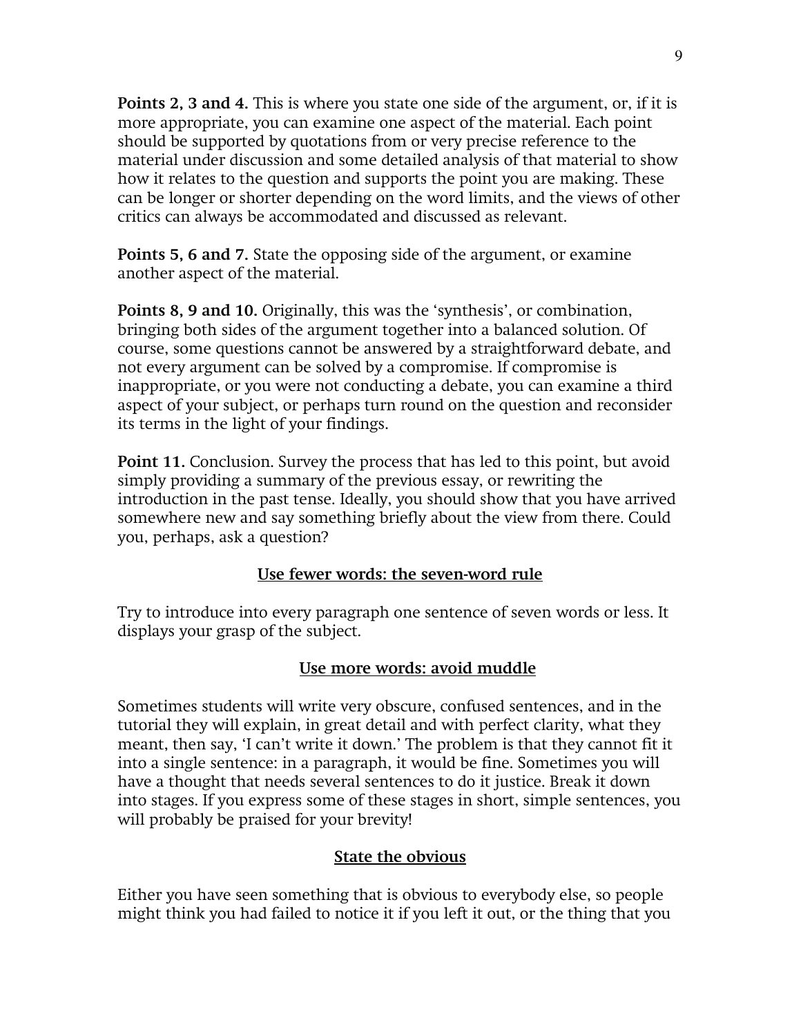**Points 2, 3 and 4.** This is where you state one side of the argument, or, if it is more appropriate, you can examine one aspect of the material. Each point should be supported by quotations from or very precise reference to the material under discussion and some detailed analysis of that material to show how it relates to the question and supports the point you are making. These can be longer or shorter depending on the word limits, and the views of other critics can always be accommodated and discussed as relevant.

**Points 5, 6 and 7.** State the opposing side of the argument, or examine another aspect of the material.

**Points 8, 9 and 10.** Originally, this was the 'synthesis', or combination, bringing both sides of the argument together into a balanced solution. Of course, some questions cannot be answered by a straightforward debate, and not every argument can be solved by a compromise. If compromise is inappropriate, or you were not conducting a debate, you can examine a third aspect of your subject, or perhaps turn round on the question and reconsider its terms in the light of your findings.

**Point 11.** Conclusion. Survey the process that has led to this point, but avoid simply providing a summary of the previous essay, or rewriting the introduction in the past tense. Ideally, you should show that you have arrived somewhere new and say something briefly about the view from there. Could you, perhaps, ask a question?

## Use fewer words: the seven-word rule

Try to introduce into every paragraph one sentence of seven words or less. It displays your grasp of the subject.

## Use more words: avoid muddle

Sometimes students will write very obscure, confused sentences, and in the tutorial they will explain, in great detail and with perfect clarity, what they meant, then say, 'I can't write it down.' The problem is that they cannot fit it into a single sentence: in a paragraph, it would be fine. Sometimes you will have a thought that needs several sentences to do it justice. Break it down into stages. If you express some of these stages in short, simple sentences, you will probably be praised for your brevity!

## State the obvious

Either you have seen something that is obvious to everybody else, so people might think you had failed to notice it if you left it out, or the thing that you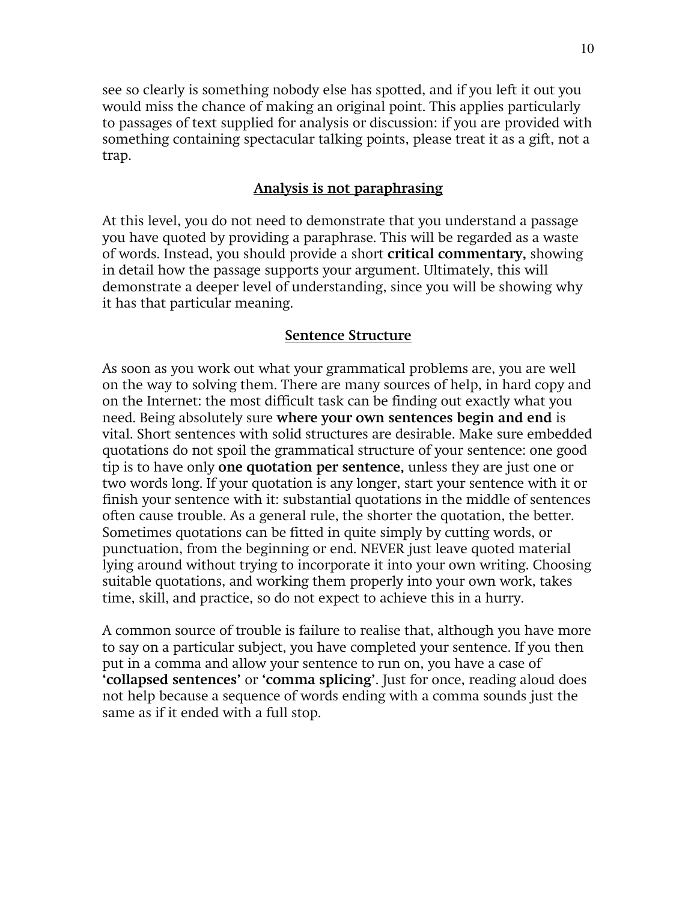see so clearly is something nobody else has spotted, and if you left it out you would miss the chance of making an original point. This applies particularly to passages of text supplied for analysis or discussion: if you are provided with something containing spectacular talking points, please treat it as a gift, not a trap.

## Analysis is not paraphrasing

At this level, you do not need to demonstrate that you understand a passage you have quoted by providing a paraphrase. This will be regarded as a waste of words. Instead, you should provide a short **critical commentary,** showing in detail how the passage supports your argument. Ultimately, this will demonstrate a deeper level of understanding, since you will be showing why it has that particular meaning.

## Sentence Structure

As soon as you work out what your grammatical problems are, you are well on the way to solving them. There are many sources of help, in hard copy and on the Internet: the most difficult task can be finding out exactly what you need. Being absolutely sure **where your own sentences begin and end** is vital. Short sentences with solid structures are desirable. Make sure embedded quotations do not spoil the grammatical structure of your sentence: one good tip is to have only **one quotation per sentence,** unless they are just one or two words long. If your quotation is any longer, start your sentence with it or finish your sentence with it: substantial quotations in the middle of sentences often cause trouble. As a general rule, the shorter the quotation, the better. Sometimes quotations can be fitted in quite simply by cutting words, or punctuation, from the beginning or end. NEVER just leave quoted material lying around without trying to incorporate it into your own writing. Choosing suitable quotations, and working them properly into your own work, takes time, skill, and practice, so do not expect to achieve this in a hurry.

A common source of trouble is failure to realise that, although you have more to say on a particular subject, you have completed your sentence. If you then put in a comma and allow your sentence to run on, you have a case of **'collapsed sentences'** or **'comma splicing'**. Just for once, reading aloud does not help because a sequence of words ending with a comma sounds just the same as if it ended with a full stop.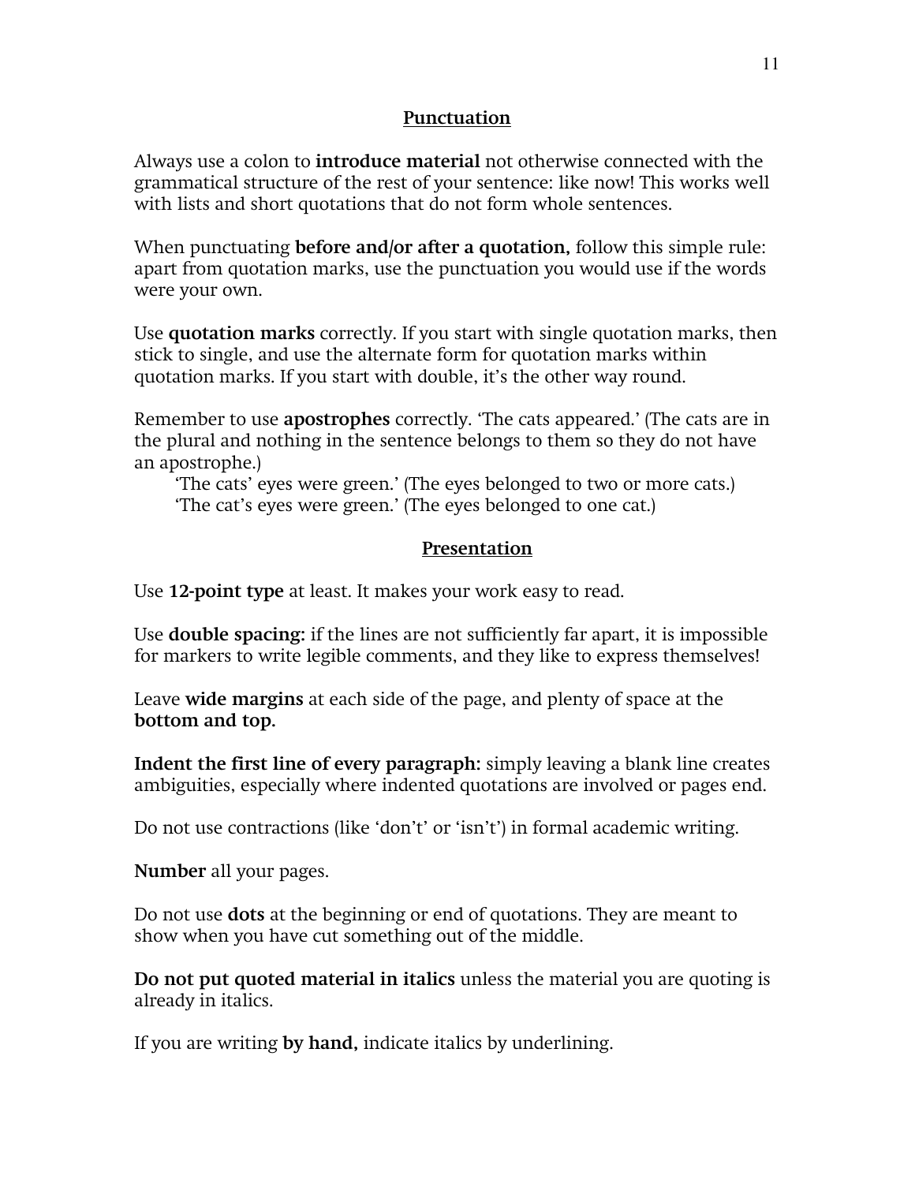## Punctuation

Always use a colon to **introduce material** not otherwise connected with the grammatical structure of the rest of your sentence: like now! This works well with lists and short quotations that do not form whole sentences.

When punctuating **before and/or after a quotation,** follow this simple rule: apart from quotation marks, use the punctuation you would use if the words were your own.

Use **quotation marks** correctly. If you start with single quotation marks, then stick to single, and use the alternate form for quotation marks within quotation marks. If you start with double, it's the other way round.

Remember to use **apostrophes** correctly. 'The cats appeared.' (The cats are in the plural and nothing in the sentence belongs to them so they do not have an apostrophe.)

'The cats' eyes were green.' (The eyes belonged to two or more cats.)
'The cat's eyes were green.' (The eyes belonged to one cat.)

## Presentation

Use **12-point type** at least. It makes your work easy to read.

Use **double spacing:** if the lines are not sufficiently far apart, it is impossible for markers to write legible comments, and they like to express themselves!

Leave **wide margins** at each side of the page, and plenty of space at the **bottom and top.**

**Indent the first line of every paragraph:** simply leaving a blank line creates ambiguities, especially where indented quotations are involved or pages end.

Do not use contractions (like 'don't' or 'isn't') in formal academic writing.

**Number** all your pages.

Do not use **dots** at the beginning or end of quotations. They are meant to show when you have cut something out of the middle.

**Do not put quoted material in italics** unless the material you are quoting is already in italics.

If you are writing **by hand,** indicate italics by underlining.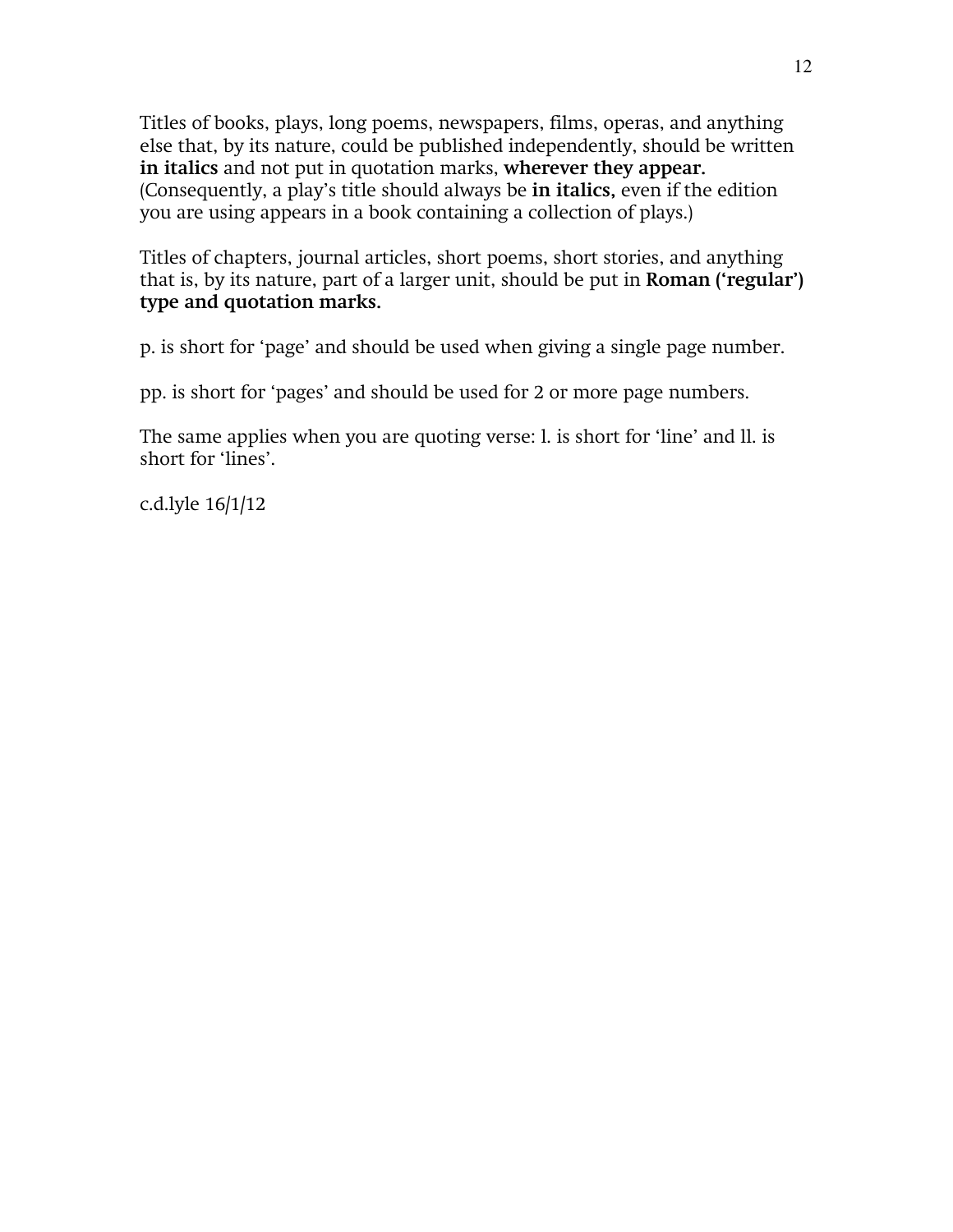Titles of books, plays, long poems, newspapers, films, operas, and anything else that, by its nature, could be published independently, should be written **in italics** and not put in quotation marks, **wherever they appear.** (Consequently, a play's title should always be **in italics,** even if the edition you are using appears in a book containing a collection of plays.)

Titles of chapters, journal articles, short poems, short stories, and anything that is, by its nature, part of a larger unit, should be put in **Roman ('regular') type and quotation marks.**

p. is short for 'page' and should be used when giving a single page number.

pp. is short for 'pages' and should be used for 2 or more page numbers.

The same applies when you are quoting verse: l. is short for 'line' and ll. is short for 'lines'.

c.d.lyle 16/1/12